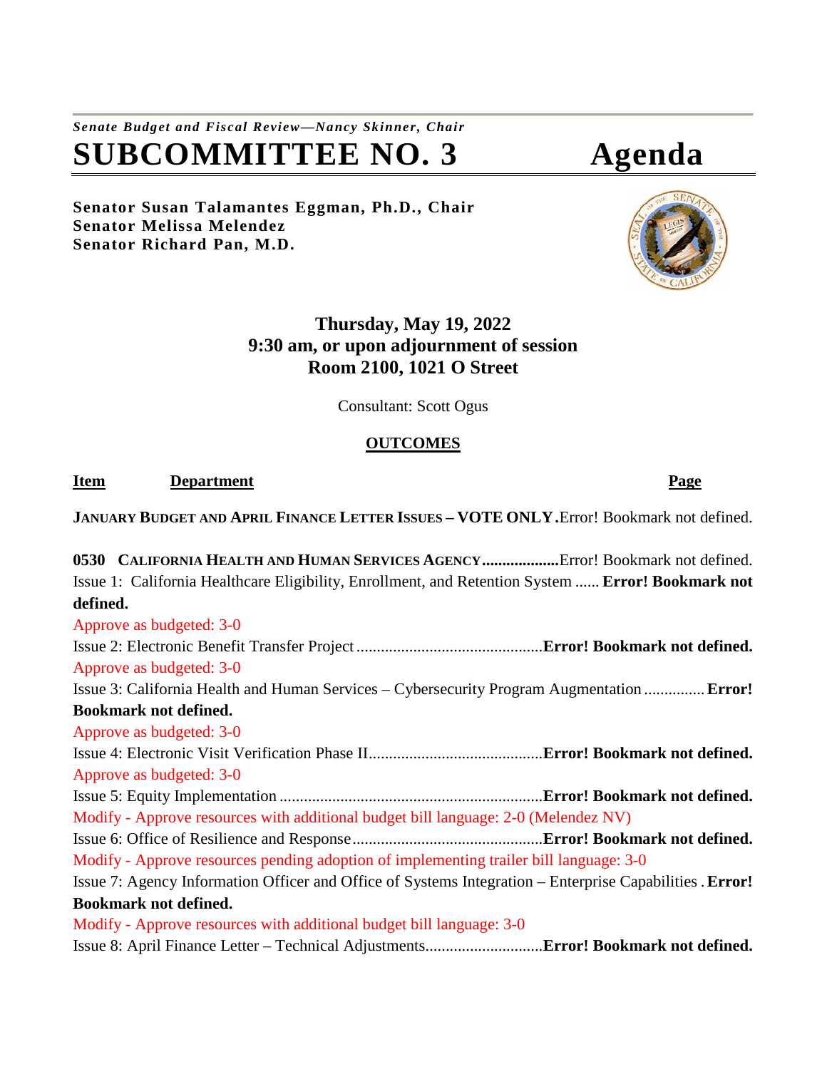*Senate Budget and Fiscal Review—Nancy Skinner, Chair*

# SUBCOMMITTEE NO. 3 Agenda

**Senator Susan Talamantes Eggman, Ph.D., Chair**
**Senator Melissa Melendez**
**Senator Richard Pan, M.D.**

**Thursday, May 19, 2022**
**9:30 am, or upon adjournment of session**
**Room 2100, 1021 O Street**

Consultant: Scott Ogus

**OUTCOMES**

**Item** **Department** **Page**

**JANUARY BUDGET AND APRIL FINANCE LETTER ISSUES – VOTE ONLY** .Error! Bookmark not defined.

**0530 CALIFORNIA HEALTH AND HUMAN SERVICES AGENCY** ..................Error! Bookmark not defined.

Issue 1: California Healthcare Eligibility, Enrollment, and Retention System ...... **Error! Bookmark not defined.**

Approve as budgeted: 3-0

Issue 2: Electronic Benefit Transfer Project .............................................**Error! Bookmark not defined.**

Approve as budgeted: 3-0

Issue 3: California Health and Human Services – Cybersecurity Program Augmentation ............... **Error! Bookmark not defined.**

Approve as budgeted: 3-0

Issue 4: Electronic Visit Verification Phase II...........................................**Error! Bookmark not defined.**

Approve as budgeted: 3-0

Issue 5: Equity Implementation .................................................................**Error! Bookmark not defined.**

Modify - Approve resources with additional budget bill language: 2-0 (Melendez NV)

Issue 6: Office of Resilience and Response ...............................................**Error! Bookmark not defined.**

Modify - Approve resources pending adoption of implementing trailer bill language: 3-0

Issue 7: Agency Information Officer and Office of Systems Integration – Enterprise Capabilities . **Error! Bookmark not defined.**

Modify - Approve resources with additional budget bill language: 3-0

Issue 8: April Finance Letter – Technical Adjustments.............................**Error! Bookmark not defined.**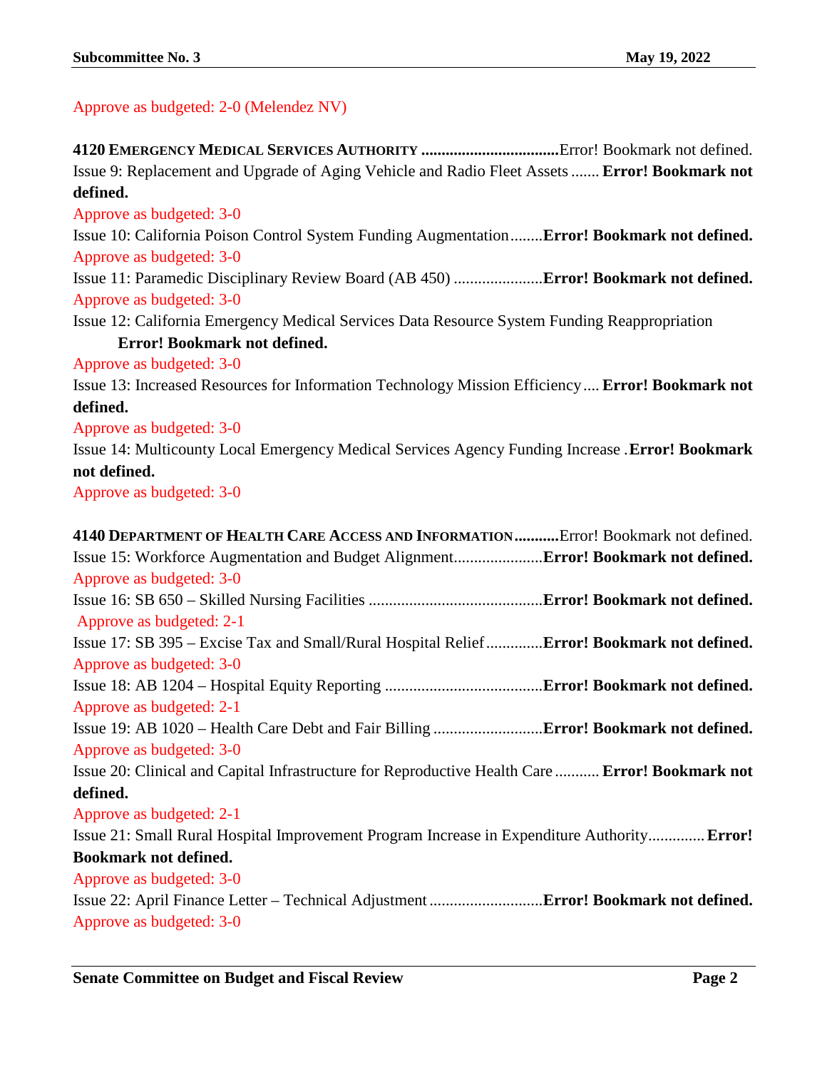Approve as budgeted: 2-0 (Melendez NV)

**4120 EMERGENCY MEDICAL SERVICES AUTHORITY** ..................................Error! Bookmark not defined.

Issue 9: Replacement and Upgrade of Aging Vehicle and Radio Fleet Assets ....... **Error! Bookmark not defined.**

Approve as budgeted: 3-0

Issue 10: California Poison Control System Funding Augmentation........**Error! Bookmark not defined.**

Approve as budgeted: 3-0

Issue 11: Paramedic Disciplinary Review Board (AB 450) ......................**Error! Bookmark not defined.**

Approve as budgeted: 3-0

Issue 12: California Emergency Medical Services Data Resource System Funding Reappropriation **Error! Bookmark not defined.**

Approve as budgeted: 3-0

Issue 13: Increased Resources for Information Technology Mission Efficiency.... **Error! Bookmark not defined.**

Approve as budgeted: 3-0

Issue 14: Multicounty Local Emergency Medical Services Agency Funding Increase .**Error! Bookmark not defined.**

Approve as budgeted: 3-0

**4140 DEPARTMENT OF HEALTH CARE ACCESS AND INFORMATION**...........Error! Bookmark not defined.

Issue 15: Workforce Augmentation and Budget Alignment......................**Error! Bookmark not defined.**

Approve as budgeted: 3-0

Issue 16: SB 650 – Skilled Nursing Facilities ...........................................**Error! Bookmark not defined.**

Approve as budgeted: 2-1

Issue 17: SB 395 – Excise Tax and Small/Rural Hospital Relief..............**Error! Bookmark not defined.**

Approve as budgeted: 3-0

Issue 18: AB 1204 – Hospital Equity Reporting .......................................**Error! Bookmark not defined.**

Approve as budgeted: 2-1

Issue 19: AB 1020 – Health Care Debt and Fair Billing ...........................**Error! Bookmark not defined.**

Approve as budgeted: 3-0

Issue 20: Clinical and Capital Infrastructure for Reproductive Health Care ........... **Error! Bookmark not defined.**

Approve as budgeted: 2-1

Issue 21: Small Rural Hospital Improvement Program Increase in Expenditure Authority.............. **Error! Bookmark not defined.**

Approve as budgeted: 3-0

Issue 22: April Finance Letter – Technical Adjustment ............................**Error! Bookmark not defined.**

Approve as budgeted: 3-0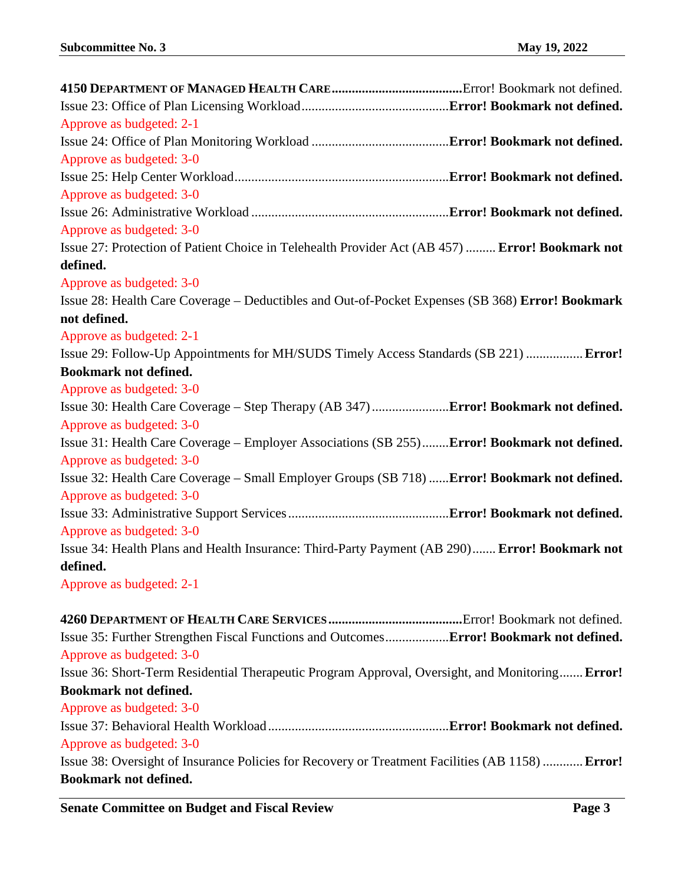**4150 DEPARTMENT OF MANAGED HEALTH CARE**.......................................Error! Bookmark not defined.

Issue 23: Office of Plan Licensing Workload............................................**Error! Bookmark not defined.**

Approve as budgeted: 2-1

Issue 24: Office of Plan Monitoring Workload .........................................**Error! Bookmark not defined.**

Approve as budgeted: 3-0

Issue 25: Help Center Workload...............................................................**Error! Bookmark not defined.**

Approve as budgeted: 3-0

Issue 26: Administrative Workload ..........................................................**Error! Bookmark not defined.**

Approve as budgeted: 3-0

Issue 27: Protection of Patient Choice in Telehealth Provider Act (AB 457) ......... **Error! Bookmark not defined.**

Approve as budgeted: 3-0

Issue 28: Health Care Coverage – Deductibles and Out-of-Pocket Expenses (SB 368) **Error! Bookmark not defined.**

Approve as budgeted: 2-1

Issue 29: Follow-Up Appointments for MH/SUDS Timely Access Standards (SB 221) ................. **Error! Bookmark not defined.**

Approve as budgeted: 3-0

Issue 30: Health Care Coverage – Step Therapy (AB 347).......................**Error! Bookmark not defined.**

Approve as budgeted: 3-0

Issue 31: Health Care Coverage – Employer Associations (SB 255)........**Error! Bookmark not defined.**

Approve as budgeted: 3-0

Issue 32: Health Care Coverage – Small Employer Groups (SB 718) ......**Error! Bookmark not defined.**

Approve as budgeted: 3-0

Issue 33: Administrative Support Services................................................**Error! Bookmark not defined.**

Approve as budgeted: 3-0

Issue 34: Health Plans and Health Insurance: Third-Party Payment (AB 290)....... **Error! Bookmark not defined.**

Approve as budgeted: 2-1

**4260 DEPARTMENT OF HEALTH CARE SERVICES**........................................Error! Bookmark not defined.

Issue 35: Further Strengthen Fiscal Functions and Outcomes...................**Error! Bookmark not defined.**

Approve as budgeted: 3-0

Issue 36: Short-Term Residential Therapeutic Program Approval, Oversight, and Monitoring....... **Error! Bookmark not defined.**

Approve as budgeted: 3-0

Issue 37: Behavioral Health Workload......................................................**Error! Bookmark not defined.**

Approve as budgeted: 3-0

Issue 38: Oversight of Insurance Policies for Recovery or Treatment Facilities (AB 1158) ............ **Error! Bookmark not defined.**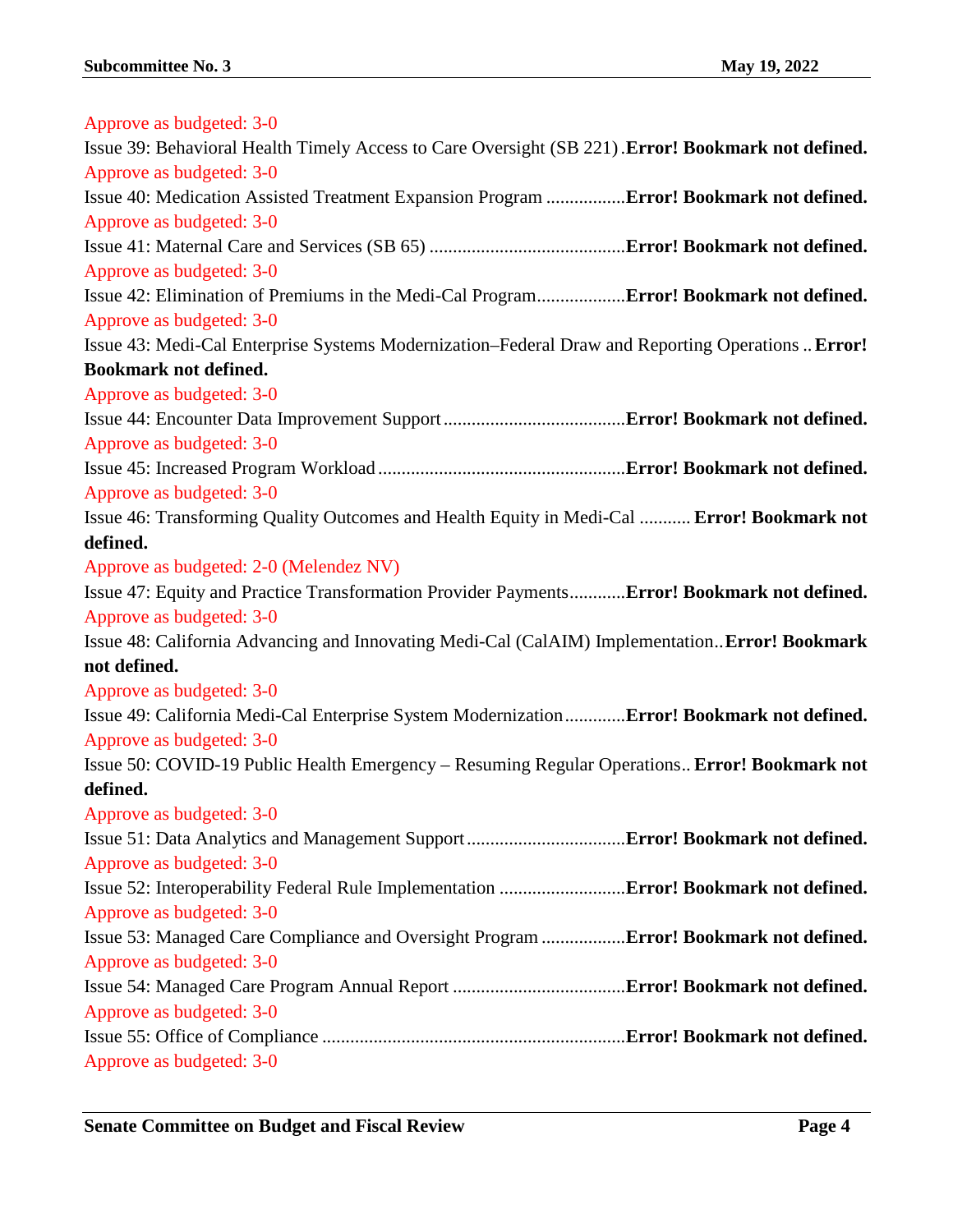Approve as budgeted: 3-0

Issue 39: Behavioral Health Timely Access to Care Oversight (SB 221) . **Error! Bookmark not defined.**

Approve as budgeted: 3-0

Issue 40: Medication Assisted Treatment Expansion Program ................. **Error! Bookmark not defined.**

Approve as budgeted: 3-0

Issue 41: Maternal Care and Services (SB 65) .......................................... **Error! Bookmark not defined.**

Approve as budgeted: 3-0

Issue 42: Elimination of Premiums in the Medi-Cal Program.................. **Error! Bookmark not defined.**

Approve as budgeted: 3-0

Issue 43: Medi-Cal Enterprise Systems Modernization–Federal Draw and Reporting Operations .. **Error! Bookmark not defined.**

Approve as budgeted: 3-0

Issue 44: Encounter Data Improvement Support ....................................... **Error! Bookmark not defined.**

Approve as budgeted: 3-0

Issue 45: Increased Program Workload ..................................................... **Error! Bookmark not defined.**

Approve as budgeted: 3-0

Issue 46: Transforming Quality Outcomes and Health Equity in Medi-Cal ........... **Error! Bookmark not defined.**

Approve as budgeted: 2-0 (Melendez NV)

Issue 47: Equity and Practice Transformation Provider Payments............ **Error! Bookmark not defined.**

Approve as budgeted: 3-0

Issue 48: California Advancing and Innovating Medi-Cal (CalAIM) Implementation.. **Error! Bookmark not defined.**

Approve as budgeted: 3-0

Issue 49: California Medi-Cal Enterprise System Modernization............. **Error! Bookmark not defined.**

Approve as budgeted: 3-0

Issue 50: COVID-19 Public Health Emergency – Resuming Regular Operations.. **Error! Bookmark not defined.**

Approve as budgeted: 3-0

Issue 51: Data Analytics and Management Support .................................. **Error! Bookmark not defined.**

Approve as budgeted: 3-0

Issue 52: Interoperability Federal Rule Implementation ........................... **Error! Bookmark not defined.**

Approve as budgeted: 3-0

Issue 53: Managed Care Compliance and Oversight Program .................. **Error! Bookmark not defined.**

Approve as budgeted: 3-0

Issue 54: Managed Care Program Annual Report ..................................... **Error! Bookmark not defined.**

Approve as budgeted: 3-0

Issue 55: Office of Compliance ................................................................. **Error! Bookmark not defined.**

Approve as budgeted: 3-0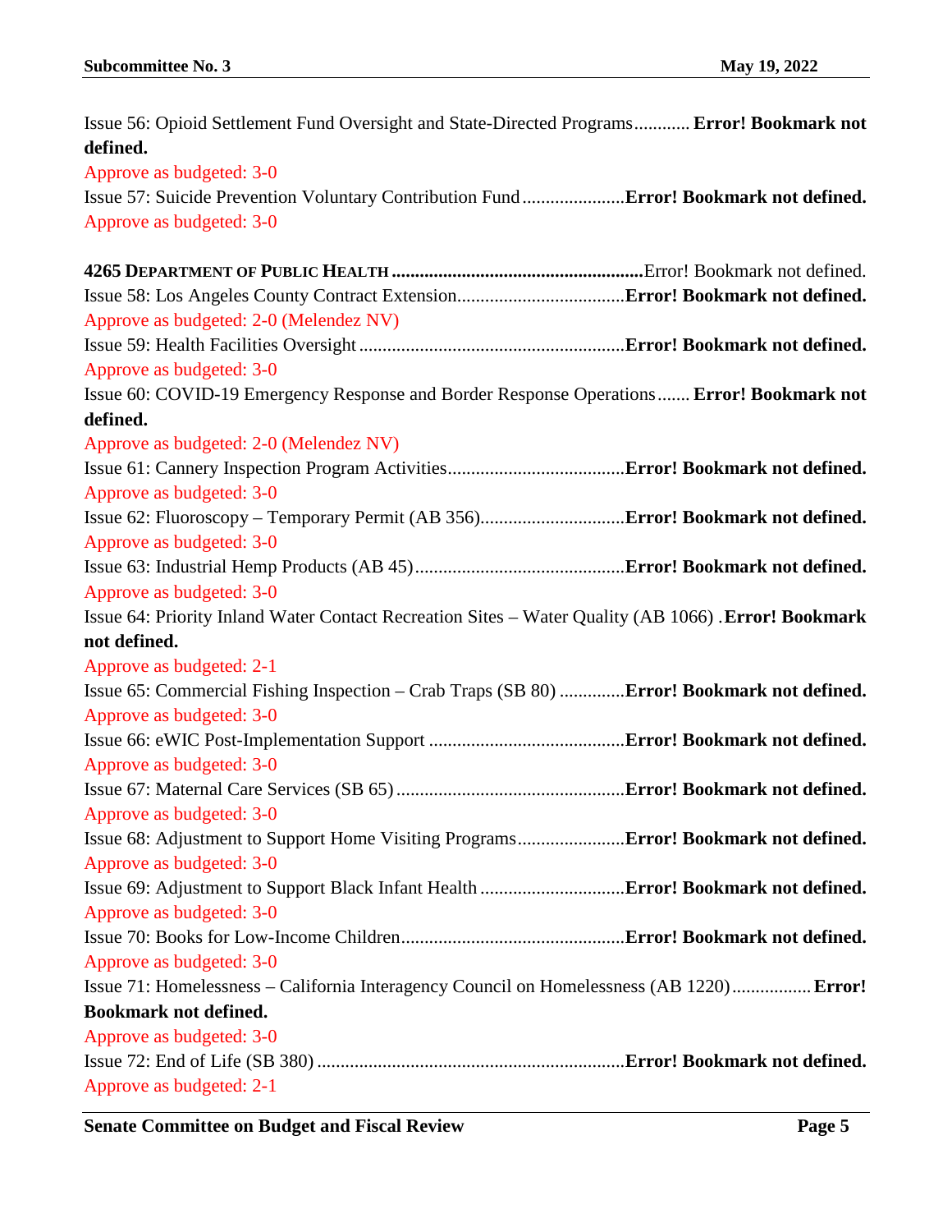Issue 56: Opioid Settlement Fund Oversight and State-Directed Programs............ **Error! Bookmark not defined.**

Approve as budgeted: 3-0

Issue 57: Suicide Prevention Voluntary Contribution Fund......................**Error! Bookmark not defined.**

Approve as budgeted: 3-0

**4265 DEPARTMENT OF PUBLIC HEALTH ......................................................**Error! Bookmark not defined.

Issue 58: Los Angeles County Contract Extension....................................**Error! Bookmark not defined.**

Approve as budgeted: 2-0 (Melendez NV)

Issue 59: Health Facilities Oversight.........................................................**Error! Bookmark not defined.**

Approve as budgeted: 3-0

Issue 60: COVID-19 Emergency Response and Border Response Operations....... **Error! Bookmark not defined.**

Approve as budgeted: 2-0 (Melendez NV)

Issue 61: Cannery Inspection Program Activities......................................**Error! Bookmark not defined.**

Approve as budgeted: 3-0

Issue 62: Fluoroscopy – Temporary Permit (AB 356)...............................**Error! Bookmark not defined.**

Approve as budgeted: 3-0

Issue 63: Industrial Hemp Products (AB 45).............................................**Error! Bookmark not defined.**

Approve as budgeted: 3-0

Issue 64: Priority Inland Water Contact Recreation Sites – Water Quality (AB 1066) .**Error! Bookmark not defined.**

Approve as budgeted: 2-1

Issue 65: Commercial Fishing Inspection – Crab Traps (SB 80) ..............**Error! Bookmark not defined.**

Approve as budgeted: 3-0

Issue 66: eWIC Post-Implementation Support ..........................................**Error! Bookmark not defined.**

Approve as budgeted: 3-0

Issue 67: Maternal Care Services (SB 65).................................................**Error! Bookmark not defined.**

Approve as budgeted: 3-0

Issue 68: Adjustment to Support Home Visiting Programs.......................**Error! Bookmark not defined.**

Approve as budgeted: 3-0

Issue 69: Adjustment to Support Black Infant Health ...............................**Error! Bookmark not defined.**

Approve as budgeted: 3-0

Issue 70: Books for Low-Income Children................................................**Error! Bookmark not defined.**

Approve as budgeted: 3-0

Issue 71: Homelessness – California Interagency Council on Homelessness (AB 1220)................. **Error! Bookmark not defined.**

Approve as budgeted: 3-0

Issue 72: End of Life (SB 380) ..................................................................**Error! Bookmark not defined.**

Approve as budgeted: 2-1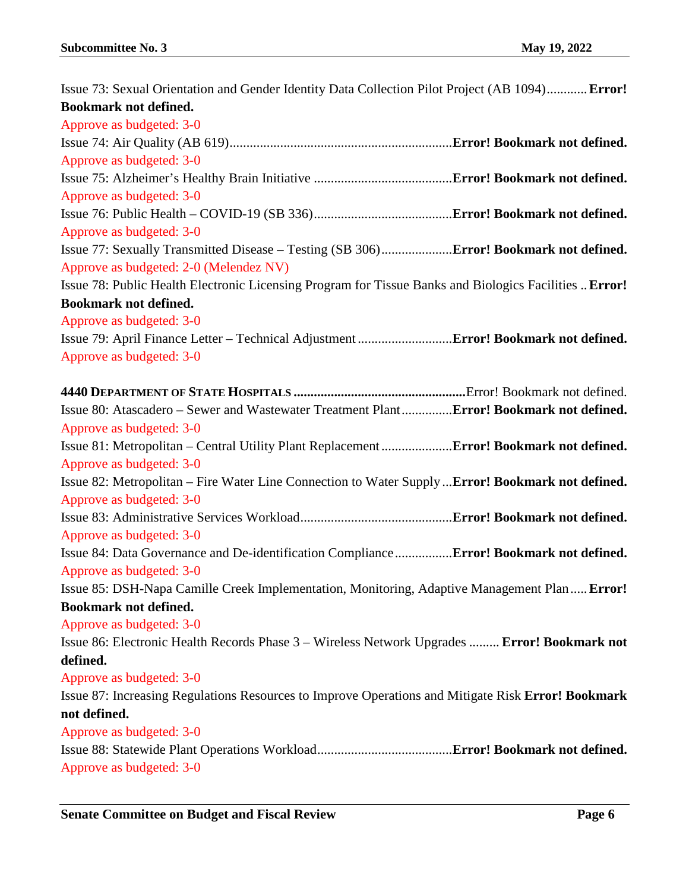Issue 73: Sexual Orientation and Gender Identity Data Collection Pilot Project (AB 1094)............ **Error! Bookmark not defined.**

Approve as budgeted: 3-0

Issue 74: Air Quality (AB 619).................................................................**Error! Bookmark not defined.**

Approve as budgeted: 3-0

Issue 75: Alzheimer's Healthy Brain Initiative .........................................**Error! Bookmark not defined.**

Approve as budgeted: 3-0

Issue 76: Public Health – COVID-19 (SB 336).........................................**Error! Bookmark not defined.**

Approve as budgeted: 3-0

Issue 77: Sexually Transmitted Disease – Testing (SB 306).....................**Error! Bookmark not defined.**

Approve as budgeted: 2-0 (Melendez NV)

Issue 78: Public Health Electronic Licensing Program for Tissue Banks and Biologics Facilities .. **Error! Bookmark not defined.**

Approve as budgeted: 3-0

Issue 79: April Finance Letter – Technical Adjustment ............................**Error! Bookmark not defined.**

Approve as budgeted: 3-0

**4440 Department of State Hospitals** ..................................................Error! Bookmark not defined.

Issue 80: Atascadero – Sewer and Wastewater Treatment Plant...............**Error! Bookmark not defined.**

Approve as budgeted: 3-0

Issue 81: Metropolitan – Central Utility Plant Replacement .....................**Error! Bookmark not defined.**

Approve as budgeted: 3-0

Issue 82: Metropolitan – Fire Water Line Connection to Water Supply ...**Error! Bookmark not defined.**

Approve as budgeted: 3-0

Issue 83: Administrative Services Workload.............................................**Error! Bookmark not defined.**

Approve as budgeted: 3-0

Issue 84: Data Governance and De-identification Compliance .................**Error! Bookmark not defined.**

Approve as budgeted: 3-0

Issue 85: DSH-Napa Camille Creek Implementation, Monitoring, Adaptive Management Plan..... **Error! Bookmark not defined.**

Approve as budgeted: 3-0

Issue 86: Electronic Health Records Phase 3 – Wireless Network Upgrades ......... **Error! Bookmark not defined.**

Approve as budgeted: 3-0

Issue 87: Increasing Regulations Resources to Improve Operations and Mitigate Risk **Error! Bookmark not defined.**

Approve as budgeted: 3-0

Issue 88: Statewide Plant Operations Workload........................................**Error! Bookmark not defined.**

Approve as budgeted: 3-0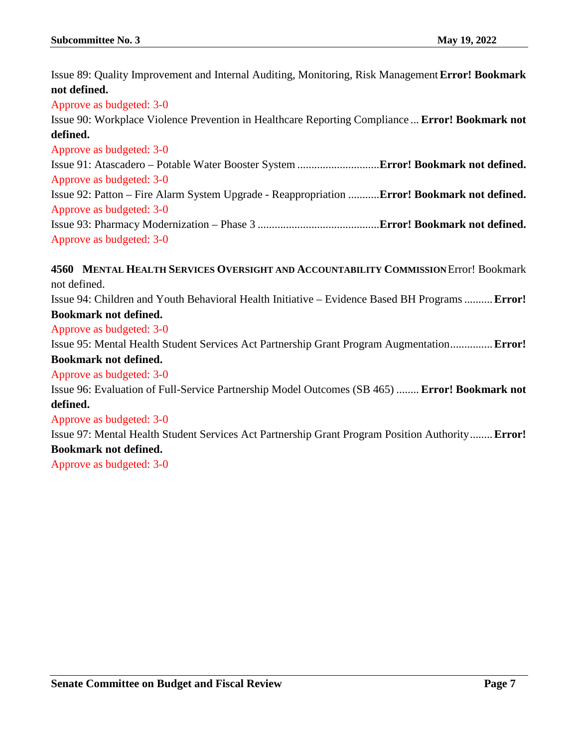Issue 89: Quality Improvement and Internal Auditing, Monitoring, Risk Management **Error! Bookmark not defined.**

Approve as budgeted: 3-0

Issue 90: Workplace Violence Prevention in Healthcare Reporting Compliance ... **Error! Bookmark not defined.**

Approve as budgeted: 3-0

Issue 91: Atascadero – Potable Water Booster System ............................**Error! Bookmark not defined.**

Approve as budgeted: 3-0

Issue 92: Patton – Fire Alarm System Upgrade - Reappropriation ...........**Error! Bookmark not defined.**

Approve as budgeted: 3-0

Issue 93: Pharmacy Modernization – Phase 3 ...........................................**Error! Bookmark not defined.**

Approve as budgeted: 3-0

**4560 MENTAL HEALTH SERVICES OVERSIGHT AND ACCOUNTABILITY COMMISSION** Error! Bookmark not defined.

Issue 94: Children and Youth Behavioral Health Initiative – Evidence Based BH Programs .......... **Error! Bookmark not defined.**

Approve as budgeted: 3-0

Issue 95: Mental Health Student Services Act Partnership Grant Program Augmentation............... **Error! Bookmark not defined.**

Approve as budgeted: 3-0

Issue 96: Evaluation of Full-Service Partnership Model Outcomes (SB 465) ........ **Error! Bookmark not defined.**

Approve as budgeted: 3-0

Issue 97: Mental Health Student Services Act Partnership Grant Program Position Authority........ **Error! Bookmark not defined.**

Approve as budgeted: 3-0